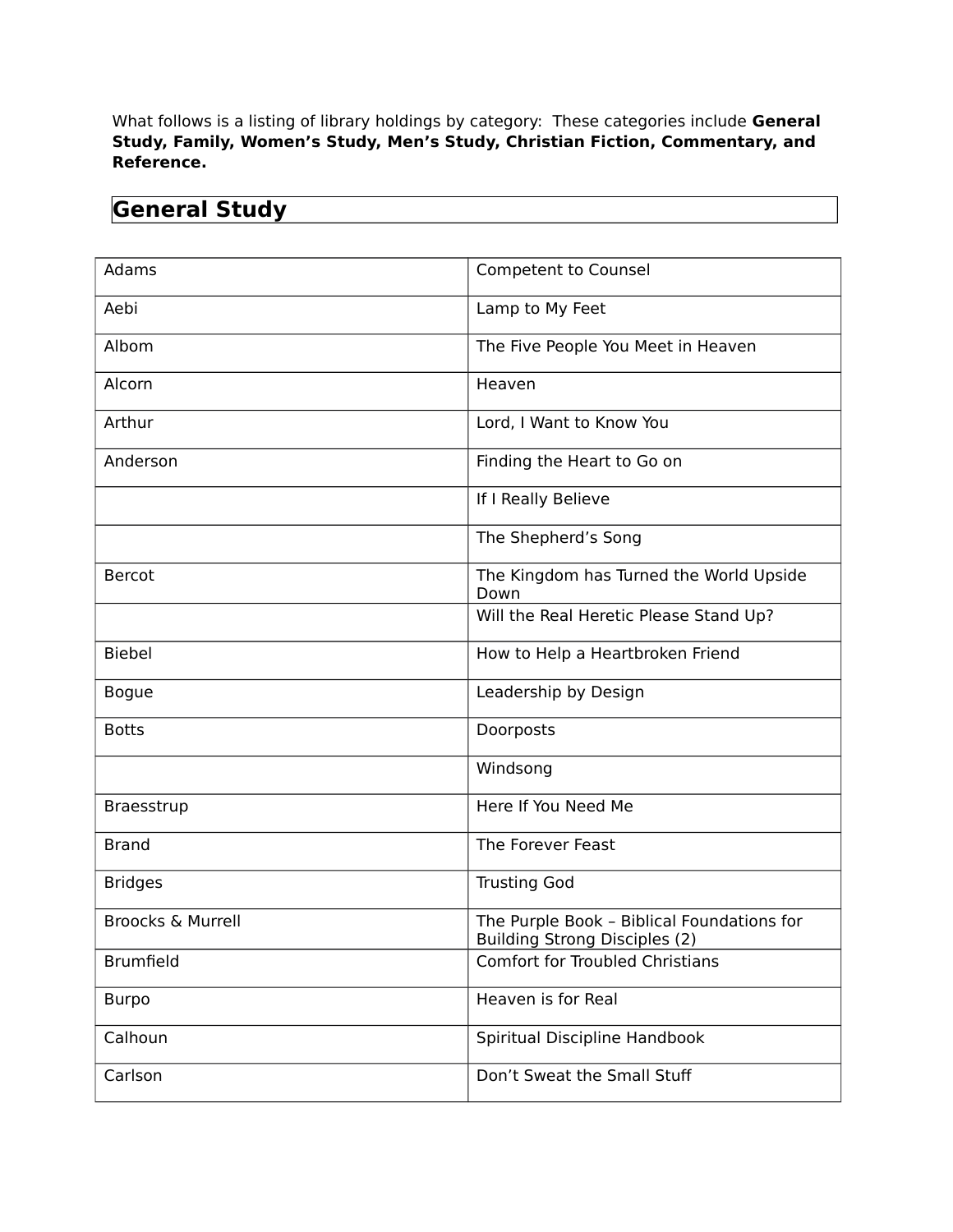What follows is a listing of library holdings by category: These categories include **General Study, Family, Women's Study, Men's Study, Christian Fiction, Commentary, and Reference.**

## General Study

| | |
|---|---|
| Adams | Competent to Counsel |
| Aebi | Lamp to My Feet |
| Albom | The Five People You Meet in Heaven |
| Alcorn | Heaven |
| Arthur | Lord, I Want to Know You |
| Anderson | Finding the Heart to Go on |
| | If I Really Believe |
| | The Shepherd's Song |
| Bercot | The Kingdom has Turned the World Upside Down |
| | Will the Real Heretic Please Stand Up? |
| Biebel | How to Help a Heartbroken Friend |
| Bogue | Leadership by Design |
| Botts | Doorposts |
| | Windsong |
| Braesstrup | Here If You Need Me |
| Brand | The Forever Feast |
| Bridges | Trusting God |
| Broocks & Murrell | The Purple Book – Biblical Foundations for Building Strong Disciples (2) |
| Brumfield | Comfort for Troubled Christians |
| Burpo | Heaven is for Real |
| Calhoun | Spiritual Discipline Handbook |
| Carlson | Don't Sweat the Small Stuff |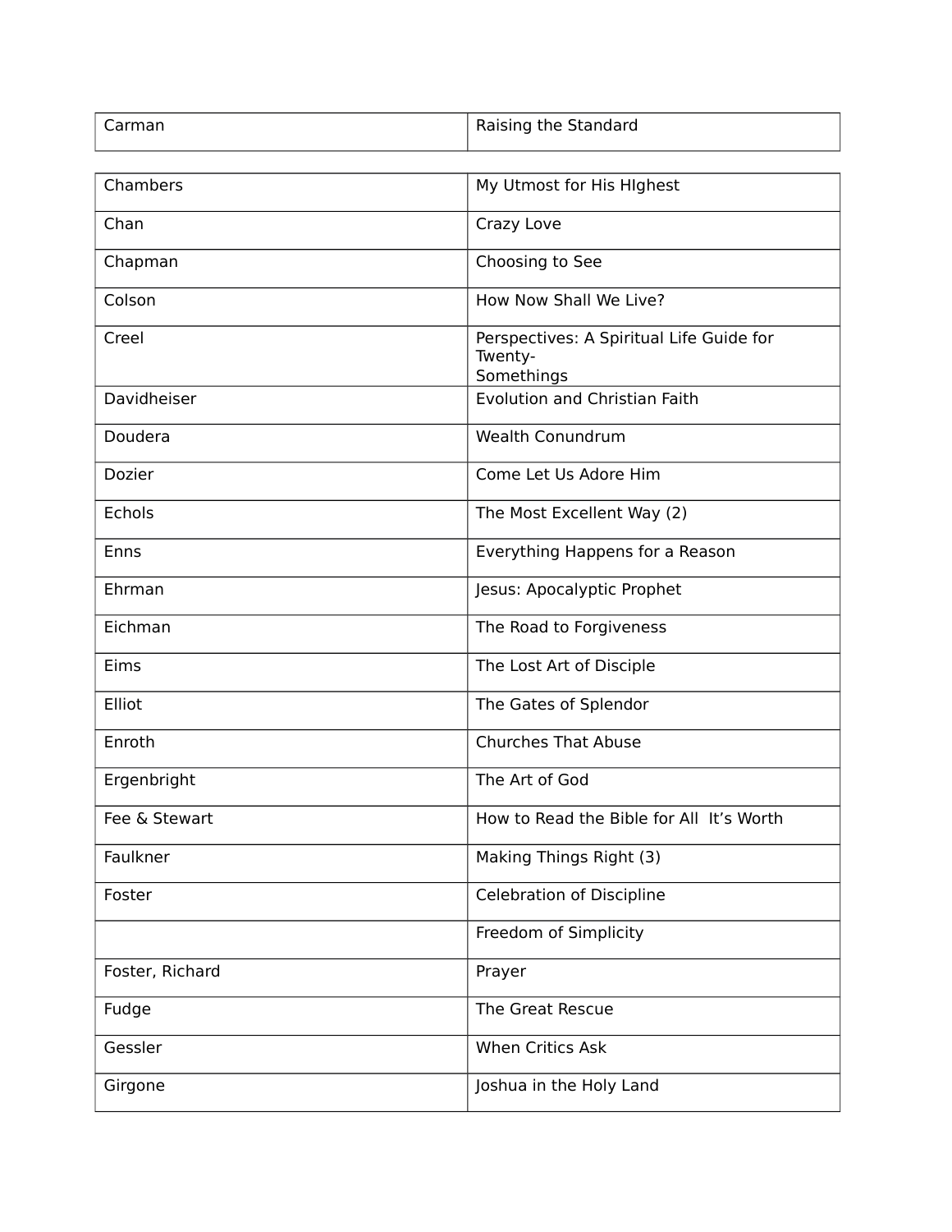| | |
|---|---|
| Carman | Raising the Standard |
| Chambers | My Utmost for His HIghest |
| Chan | Crazy Love |
| Chapman | Choosing to See |
| Colson | How Now Shall We Live? |
| Creel | Perspectives: A Spiritual Life Guide for Twenty-<br>Somethings |
| Davidheiser | Evolution and Christian Faith |
| Doudera | Wealth Conundrum |
| Dozier | Come Let Us Adore Him |
| Echols | The Most Excellent Way (2) |
| Enns | Everything Happens for a Reason |
| Ehrman | Jesus: Apocalyptic Prophet |
| Eichman | The Road to Forgiveness |
| Eims | The Lost Art of Disciple |
| Elliot | The Gates of Splendor |
| Enroth | Churches That Abuse |
| Ergenbright | The Art of God |
| Fee & Stewart | How to Read the Bible for All  It's Worth |
| Faulkner | Making Things Right (3) |
| Foster | Celebration of Discipline |
| | Freedom of Simplicity |
| Foster, Richard | Prayer |
| Fudge | The Great Rescue |
| Gessler | When Critics Ask |
| Girgone | Joshua in the Holy Land |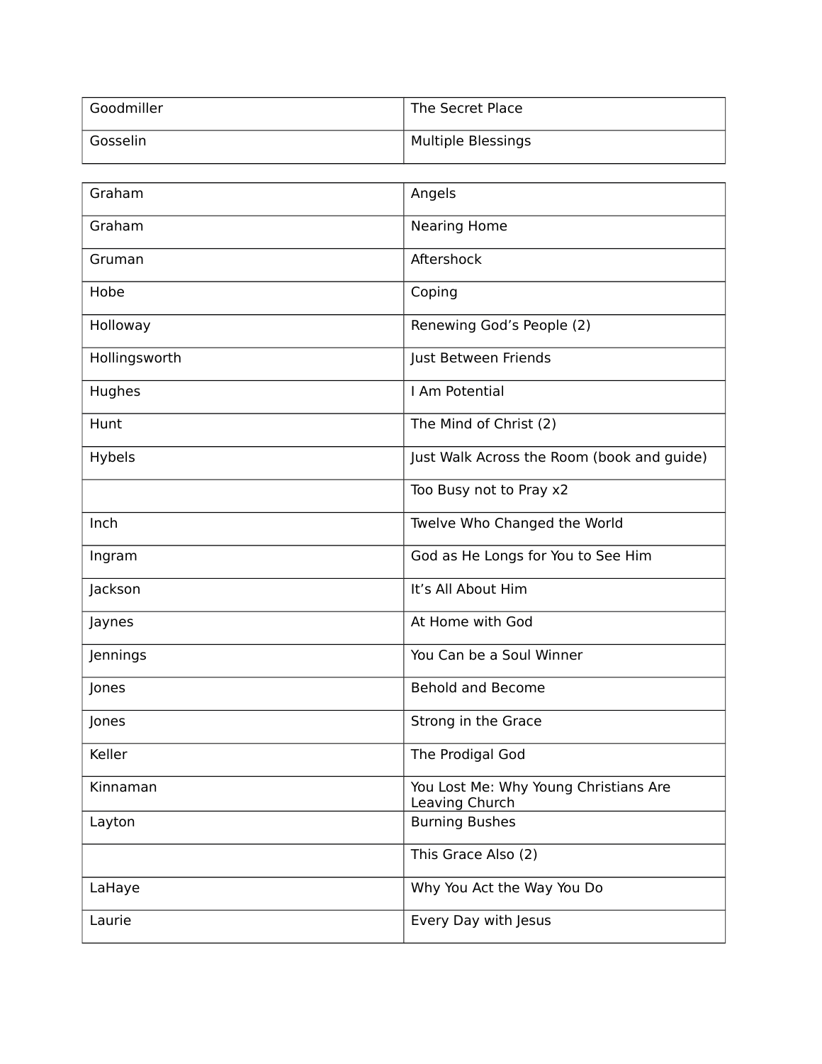| | |
|---|---|
| Goodmiller | The Secret Place |
| Gosselin | Multiple Blessings |

| | |
|---|---|
| Graham | Angels |
| Graham | Nearing Home |
| Gruman | Aftershock |
| Hobe | Coping |
| Holloway | Renewing God’s People (2) |
| Hollingsworth | Just Between Friends |
| Hughes | I Am Potential |
| Hunt | The Mind of Christ (2) |
| Hybels | Just Walk Across the Room (book and guide) |
| | Too Busy not to Pray x2 |
| Inch | Twelve Who Changed the World |
| Ingram | God as He Longs for You to See Him |
| Jackson | It’s All About Him |
| Jaynes | At Home with God |
| Jennings | You Can be a Soul Winner |
| Jones | Behold and Become |
| Jones | Strong in the Grace |
| Keller | The Prodigal God |
| Kinnaman | You Lost Me: Why Young Christians Are Leaving Church |
| Layton | Burning Bushes |
| | This Grace Also (2) |
| LaHaye | Why You Act the Way You Do |
| Laurie | Every Day with Jesus |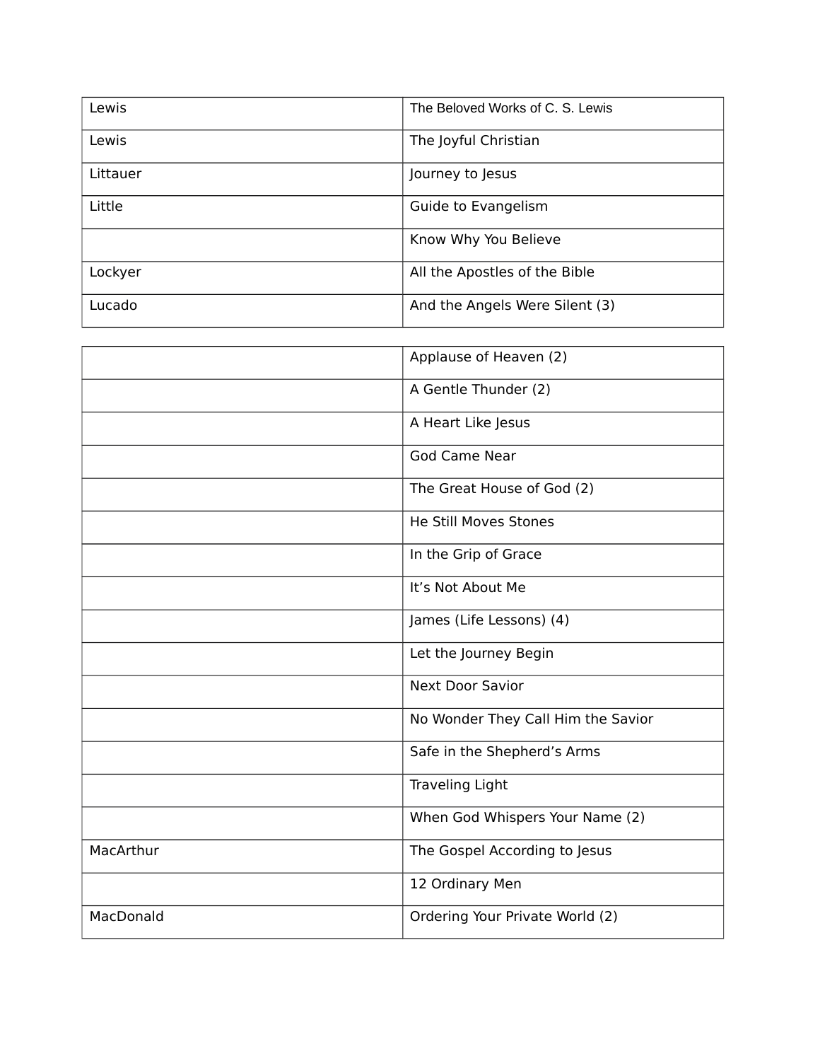| | |
|---|---|
| Lewis | The Beloved Works of C. S. Lewis |
| Lewis | The Joyful Christian |
| Littauer | Journey to Jesus |
| Little | Guide to Evangelism |
| | Know Why You Believe |
| Lockyer | All the Apostles of the Bible |
| Lucado | And the Angels Were Silent (3) |
| | Applause of Heaven (2) |
| | A Gentle Thunder (2) |
| | A Heart Like Jesus |
| | God Came Near |
| | The Great House of God (2) |
| | He Still Moves Stones |
| | In the Grip of Grace |
| | It’s Not About Me |
| | James (Life Lessons) (4) |
| | Let the Journey Begin |
| | Next Door Savior |
| | No Wonder They Call Him the Savior |
| | Safe in the Shepherd’s Arms |
| | Traveling Light |
| | When God Whispers Your Name (2) |
| MacArthur | The Gospel According to Jesus |
| | 12 Ordinary Men |
| MacDonald | Ordering Your Private World (2) |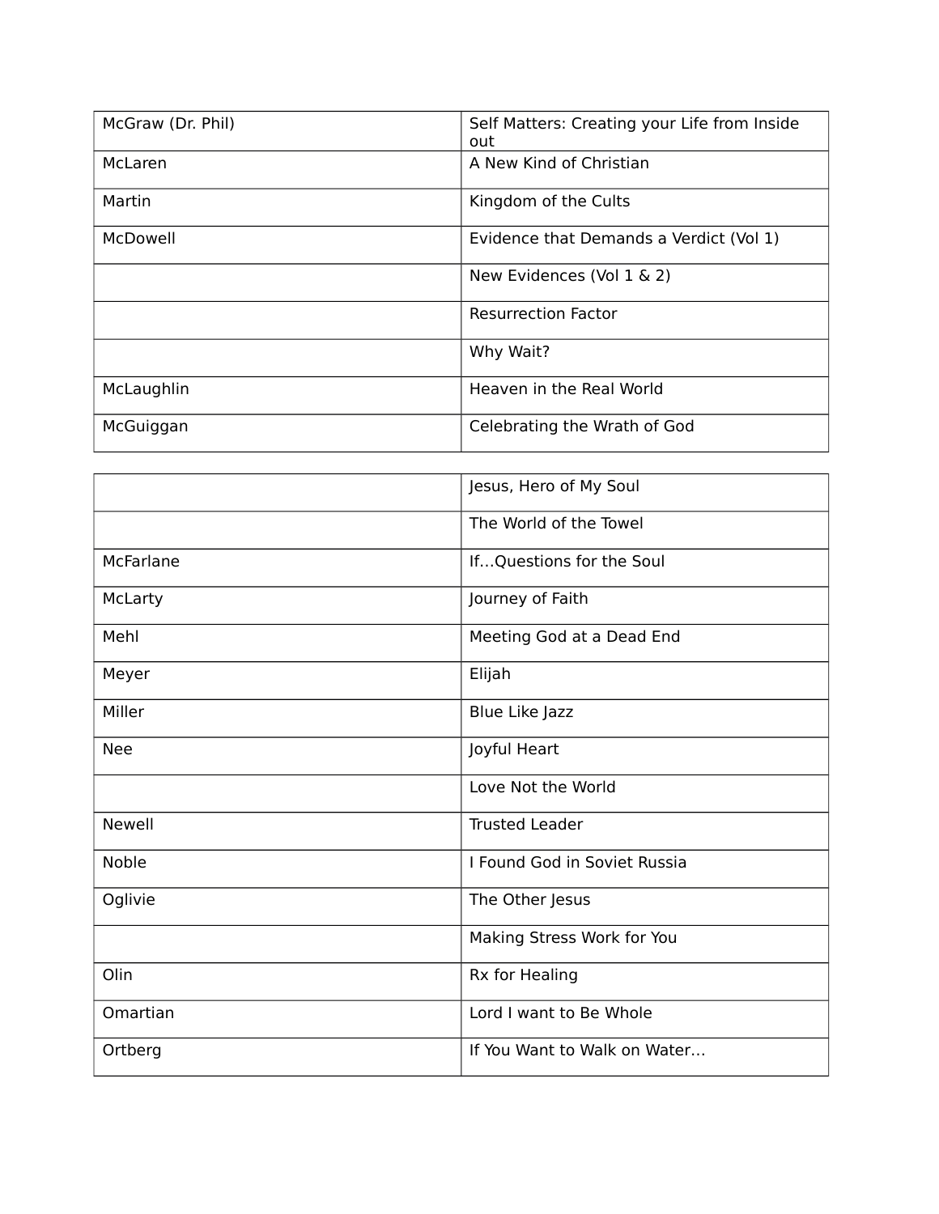| | |
|---|---|
| McGraw (Dr. Phil) | Self Matters: Creating your Life from Inside out |
| McLaren | A New Kind of Christian |
| Martin | Kingdom of the Cults |
| McDowell | Evidence that Demands a Verdict (Vol 1) |
| | New Evidences (Vol 1 & 2) |
| | Resurrection Factor |
| | Why Wait? |
| McLaughlin | Heaven in the Real World |
| McGuiggan | Celebrating the Wrath of God |

| | |
|---|---|
| | Jesus, Hero of My Soul |
| | The World of the Towel |
| McFarlane | If…Questions for the Soul |
| McLarty | Journey of Faith |
| Mehl | Meeting God at a Dead End |
| Meyer | Elijah |
| Miller | Blue Like Jazz |
| Nee | Joyful Heart |
| | Love Not the World |
| Newell | Trusted Leader |
| Noble | I Found God in Soviet Russia |
| Oglivie | The Other Jesus |
| | Making Stress Work for You |
| Olin | Rx for Healing |
| Omartian | Lord I want to Be Whole |
| Ortberg | If You Want to Walk on Water… |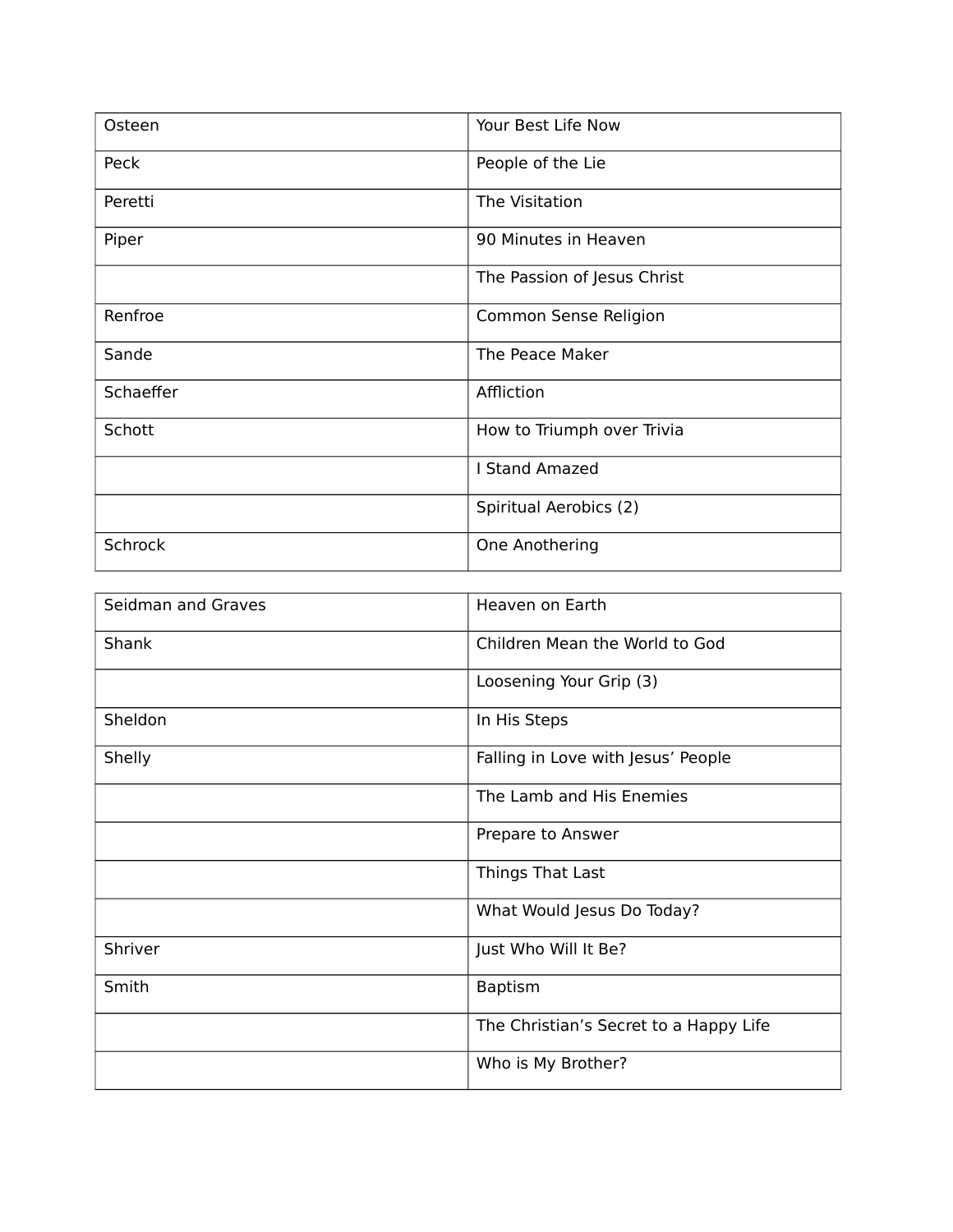| Osteen | Your Best Life Now |
| --- | --- |
| Peck | People of the Lie |
| Peretti | The Visitation |
| Piper | 90 Minutes in Heaven |
| | The Passion of Jesus Christ |
| Renfroe | Common Sense Religion |
| Sande | The Peace Maker |
| Schaeffer | Affliction |
| Schott | How to Triumph over Trivia |
| | I Stand Amazed |
| | Spiritual Aerobics (2) |
| Schrock | One Anothering |

| Seidman and Graves | Heaven on Earth |
| --- | --- |
| Shank | Children Mean the World to God |
| | Loosening Your Grip (3) |
| Sheldon | In His Steps |
| Shelly | Falling in Love with Jesus' People |
| | The Lamb and His Enemies |
| | Prepare to Answer |
| | Things That Last |
| | What Would Jesus Do Today? |
| Shriver | Just Who Will It Be? |
| Smith | Baptism |
| | The Christian's Secret to a Happy Life |
| | Who is My Brother? |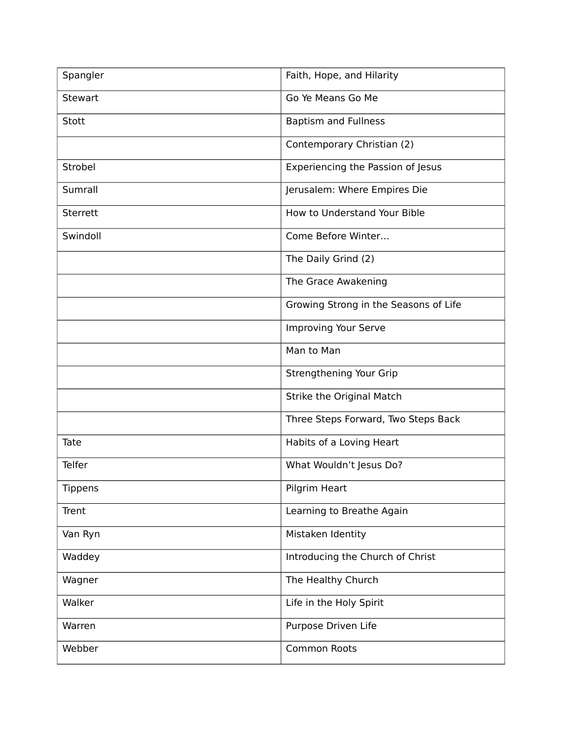| | |
|---|---|
| Spangler | Faith, Hope, and Hilarity |
| Stewart | Go Ye Means Go Me |
| Stott | Baptism and Fullness |
| | Contemporary Christian (2) |
| Strobel | Experiencing the Passion of Jesus |
| Sumrall | Jerusalem: Where Empires Die |
| Sterrett | How to Understand Your Bible |
| Swindoll | Come Before Winter… |
| | The Daily Grind (2) |
| | The Grace Awakening |
| | Growing Strong in the Seasons of Life |
| | Improving Your Serve |
| | Man to Man |
| | Strengthening Your Grip |
| | Strike the Original Match |
| | Three Steps Forward, Two Steps Back |
| Tate | Habits of a Loving Heart |
| Telfer | What Wouldn't Jesus Do? |
| Tippens | Pilgrim Heart |
| Trent | Learning to Breathe Again |
| Van Ryn | Mistaken Identity |
| Waddey | Introducing the Church of Christ |
| Wagner | The Healthy Church |
| Walker | Life in the Holy Spirit |
| Warren | Purpose Driven Life |
| Webber | Common Roots |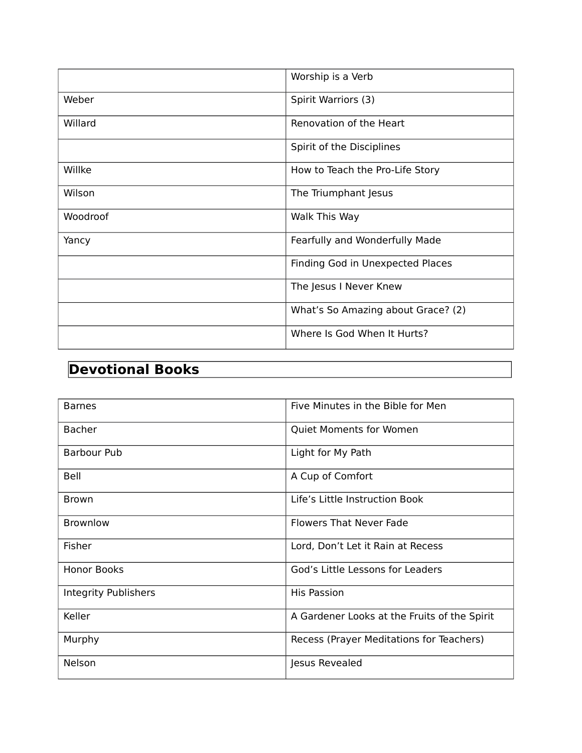| | |
|---|---|
| | Worship is a Verb |
| Weber | Spirit Warriors (3) |
| Willard | Renovation of the Heart |
| | Spirit of the Disciplines |
| Willke | How to Teach the Pro-Life Story |
| Wilson | The Triumphant Jesus |
| Woodroof | Walk This Way |
| Yancy | Fearfully and Wonderfully Made |
| | Finding God in Unexpected Places |
| | The Jesus I Never Knew |
| | What’s So Amazing about Grace? (2) |
| | Where Is God When It Hurts? |

## Devotional Books

| | |
|---|---|
| Barnes | Five Minutes in the Bible for Men |
| Bacher | Quiet Moments for Women |
| Barbour Pub | Light for My Path |
| Bell | A Cup of Comfort |
| Brown | Life’s Little Instruction Book |
| Brownlow | Flowers That Never Fade |
| Fisher | Lord, Don’t Let it Rain at Recess |
| Honor Books | God’s Little Lessons for Leaders |
| Integrity Publishers | His Passion |
| Keller | A Gardener Looks at the Fruits of the Spirit |
| Murphy | Recess (Prayer Meditations for Teachers) |
| Nelson | Jesus Revealed |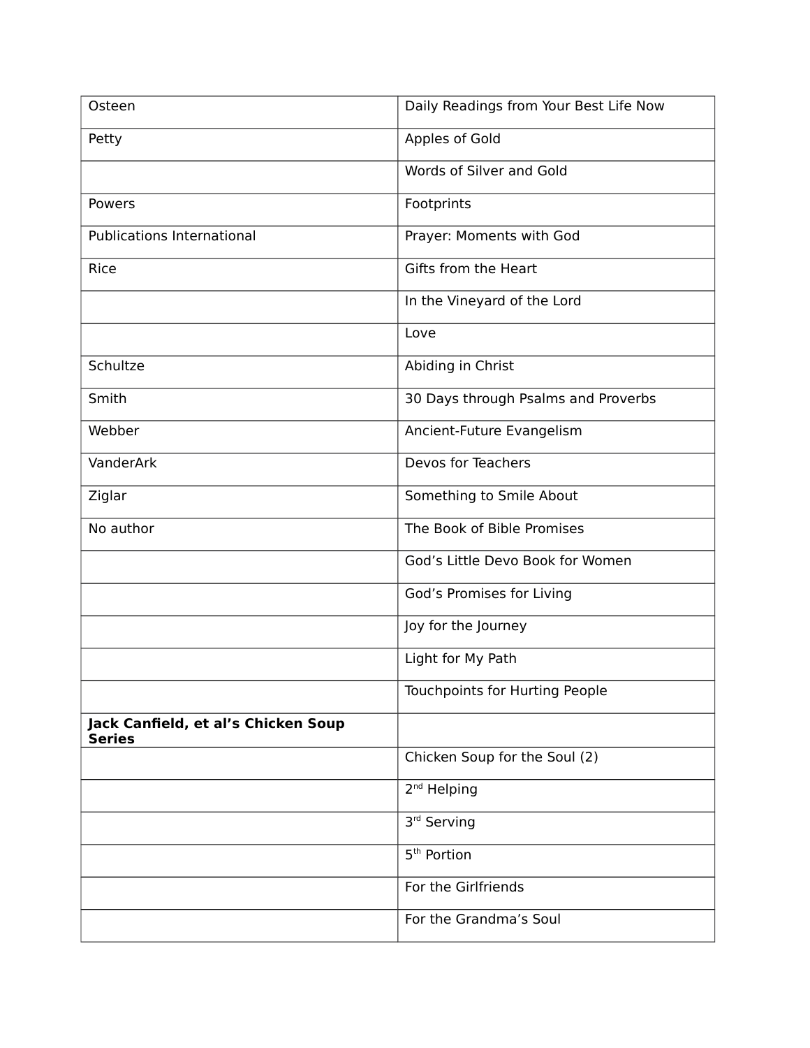| | |
|---|---|
| Osteen | Daily Readings from Your Best Life Now |
| Petty | Apples of Gold |
| | Words of Silver and Gold |
| Powers | Footprints |
| Publications International | Prayer: Moments with God |
| Rice | Gifts from the Heart |
| | In the Vineyard of the Lord |
| | Love |
| Schultze | Abiding in Christ |
| Smith | 30 Days through Psalms and Proverbs |
| Webber | Ancient-Future Evangelism |
| VanderArk | Devos for Teachers |
| Ziglar | Something to Smile About |
| No author | The Book of Bible Promises |
| | God's Little Devo Book for Women |
| | God's Promises for Living |
| | Joy for the Journey |
| | Light for My Path |
| | Touchpoints for Hurting People |
| **Jack Canfield, et al's Chicken Soup Series** | |
| | Chicken Soup for the Soul (2) |
| | 2nd Helping |
| | 3rd Serving |
| | 5th Portion |
| | For the Girlfriends |
| | For the Grandma's Soul |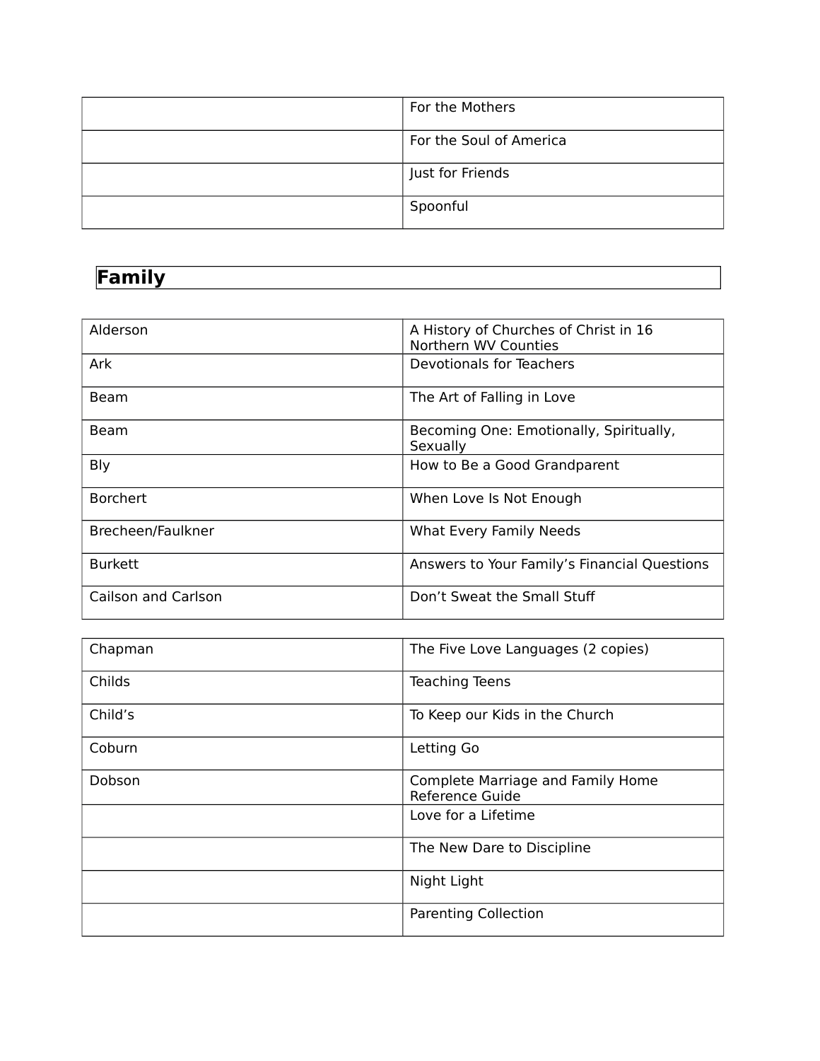| | |
|---|---|
| | For the Mothers |
| | For the Soul of America |
| | Just for Friends |
| | Spoonful |

## Family

| | |
|---|---|
| Alderson | A History of Churches of Christ in 16 Northern WV Counties |
| Ark | Devotionals for Teachers |
| Beam | The Art of Falling in Love |
| Beam | Becoming One: Emotionally, Spiritually, Sexually |
| Bly | How to Be a Good Grandparent |
| Borchert | When Love Is Not Enough |
| Brecheen/Faulkner | What Every Family Needs |
| Burkett | Answers to Your Family's Financial Questions |
| Cailson and Carlson | Don't Sweat the Small Stuff |
| Chapman | The Five Love Languages (2 copies) |
| Childs | Teaching Teens |
| Child's | To Keep our Kids in the Church |
| Coburn | Letting Go |
| Dobson | Complete Marriage and Family Home Reference Guide |
| | Love for a Lifetime |
| | The New Dare to Discipline |
| | Night Light |
| | Parenting Collection |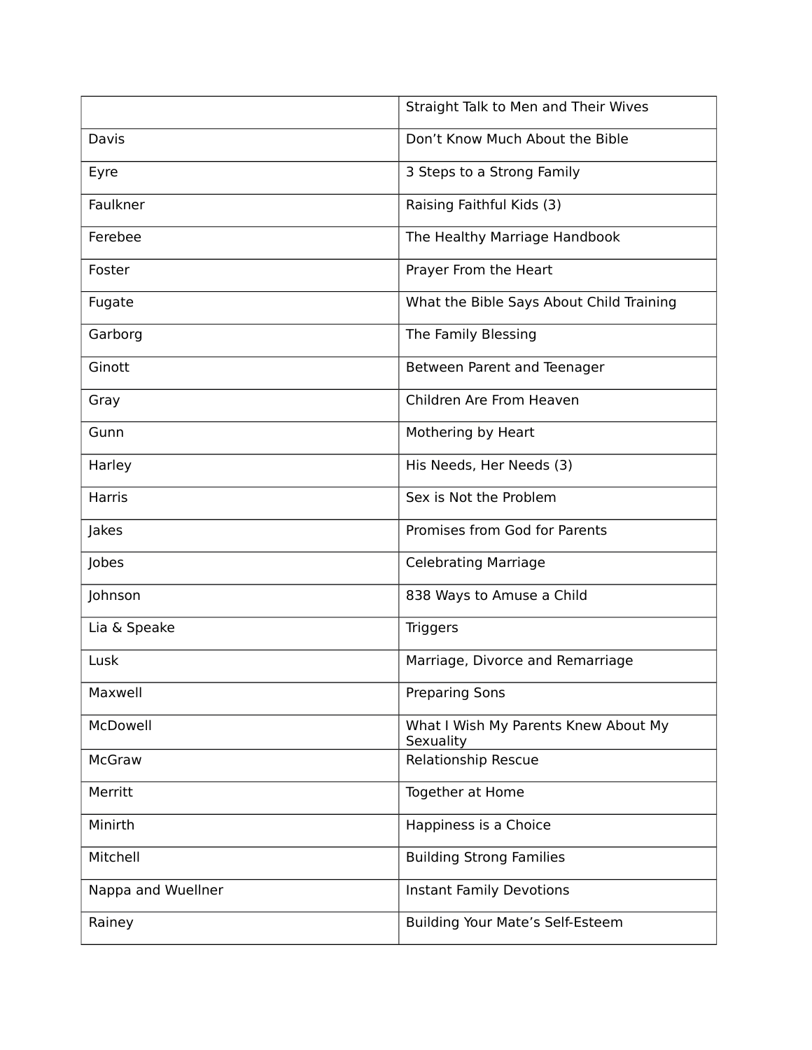| | Straight Talk to Men and Their Wives |
|---|---|
| Davis | Don’t Know Much About the Bible |
| Eyre | 3 Steps to a Strong Family |
| Faulkner | Raising Faithful Kids (3) |
| Ferebee | The Healthy Marriage Handbook |
| Foster | Prayer From the Heart |
| Fugate | What the Bible Says About Child Training |
| Garborg | The Family Blessing |
| Ginott | Between Parent and Teenager |
| Gray | Children Are From Heaven |
| Gunn | Mothering by Heart |
| Harley | His Needs, Her Needs (3) |
| Harris | Sex is Not the Problem |
| Jakes | Promises from God for Parents |
| Jobes | Celebrating Marriage |
| Johnson | 838 Ways to Amuse a Child |
| Lia & Speake | Triggers |
| Lusk | Marriage, Divorce and Remarriage |
| Maxwell | Preparing Sons |
| McDowell | What I Wish My Parents Knew About My Sexuality |
| McGraw | Relationship Rescue |
| Merritt | Together at Home |
| Minirth | Happiness is a Choice |
| Mitchell | Building Strong Families |
| Nappa and Wuellner | Instant Family Devotions |
| Rainey | Building Your Mate’s Self-Esteem |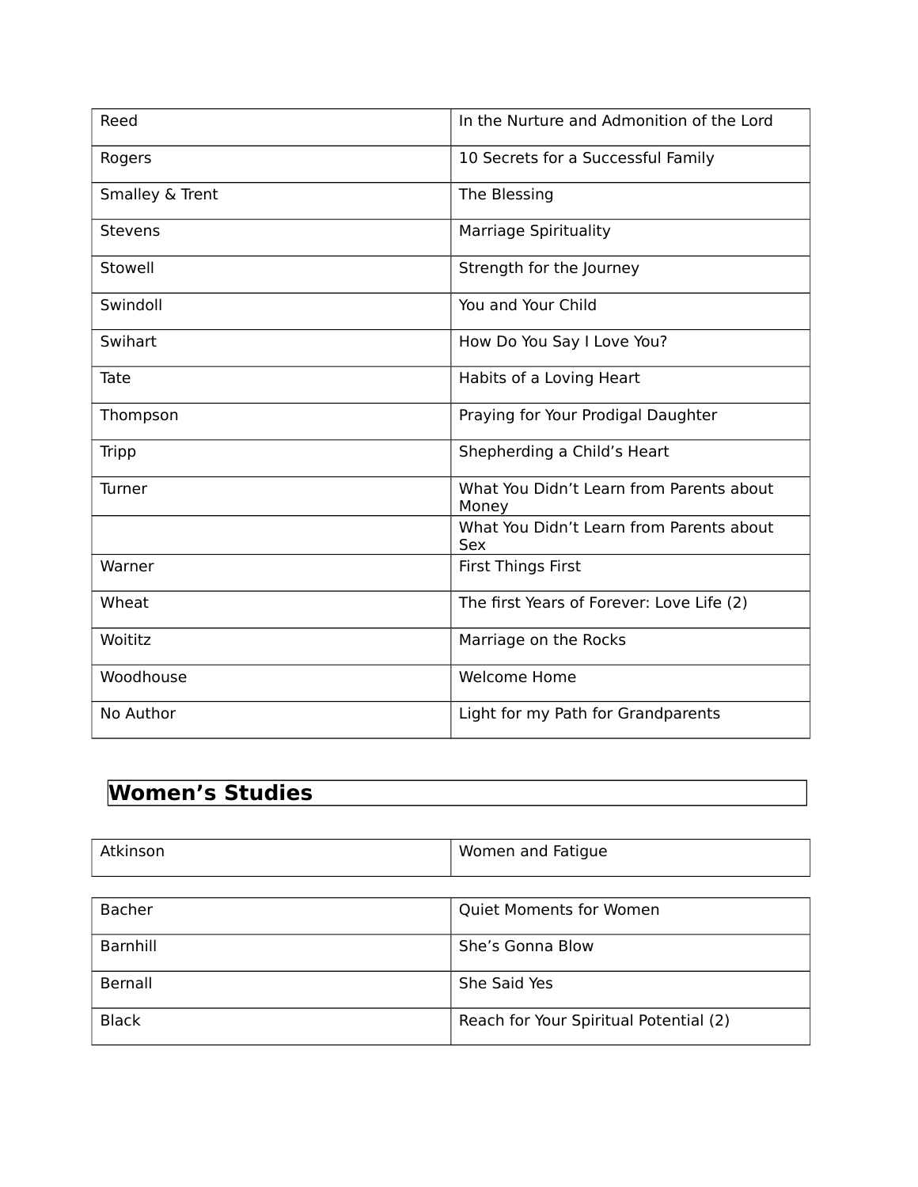| | |
|---|---|
| Reed | In the Nurture and Admonition of the Lord |
| Rogers | 10 Secrets for a Successful Family |
| Smalley & Trent | The Blessing |
| Stevens | Marriage Spirituality |
| Stowell | Strength for the Journey |
| Swindoll | You and Your Child |
| Swihart | How Do You Say I Love You? |
| Tate | Habits of a Loving Heart |
| Thompson | Praying for Your Prodigal Daughter |
| Tripp | Shepherding a Child's Heart |
| Turner | What You Didn't Learn from Parents about Money |
| | What You Didn't Learn from Parents about Sex |
| Warner | First Things First |
| Wheat | The first Years of Forever: Love Life (2) |
| Woititz | Marriage on the Rocks |
| Woodhouse | Welcome Home |
| No Author | Light for my Path for Grandparents |

## Women's Studies

| | |
|---|---|
| Atkinson | Women and Fatigue |
| Bacher | Quiet Moments for Women |
| Barnhill | She's Gonna Blow |
| Bernall | She Said Yes |
| Black | Reach for Your Spiritual Potential (2) |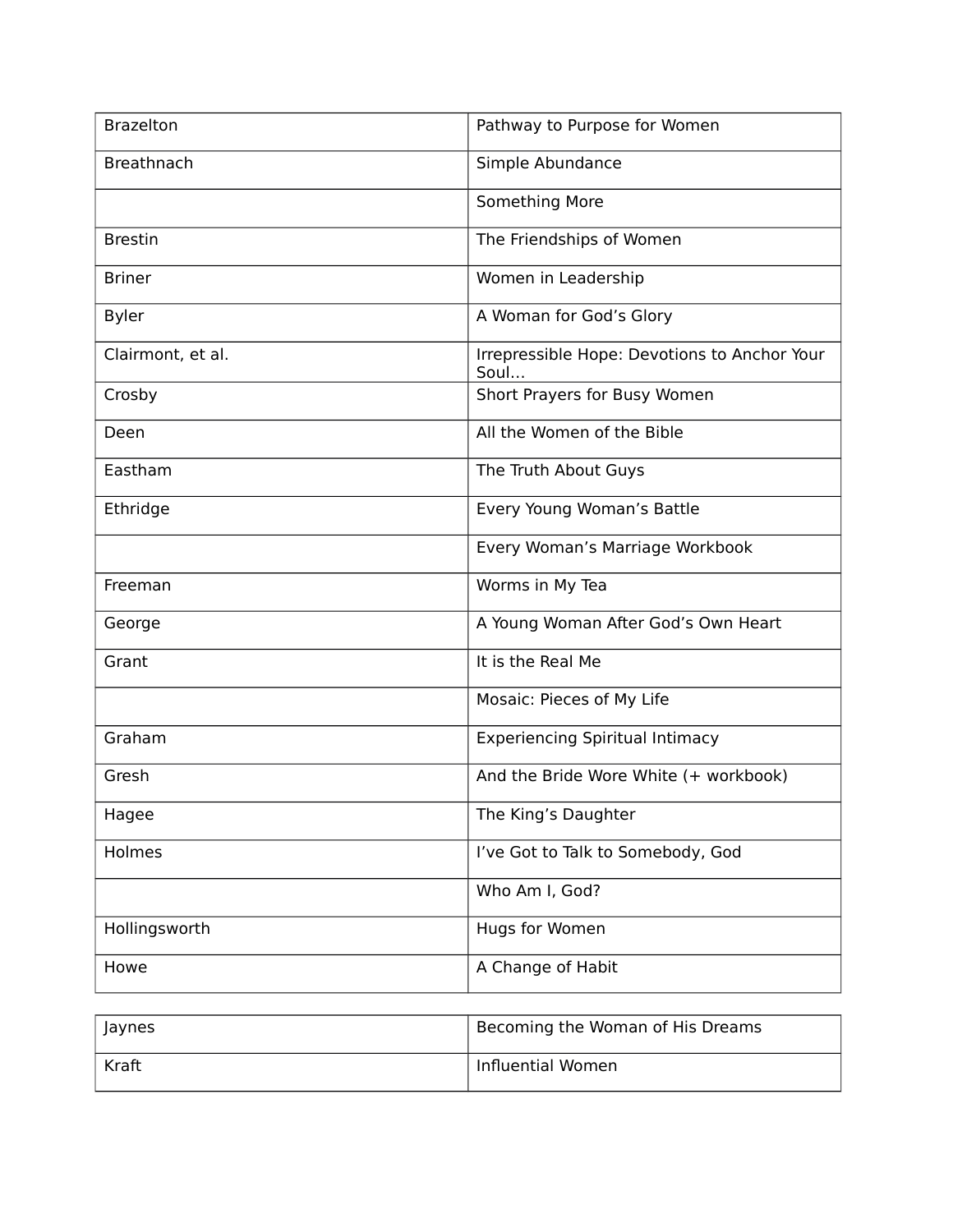| Brazelton | Pathway to Purpose for Women |
|---|---|
| Breathnach | Simple Abundance |
| | Something More |
| Brestin | The Friendships of Women |
| Briner | Women in Leadership |
| Byler | A Woman for God’s Glory |
| Clairmont, et al. | Irrepressible Hope: Devotions to Anchor Your Soul… |
| Crosby | Short Prayers for Busy Women |
| Deen | All the Women of the Bible |
| Eastham | The Truth About Guys |
| Ethridge | Every Young Woman’s Battle |
| | Every Woman’s Marriage Workbook |
| Freeman | Worms in My Tea |
| George | A Young Woman After God’s Own Heart |
| Grant | It is the Real Me |
| | Mosaic: Pieces of My Life |
| Graham | Experiencing Spiritual Intimacy |
| Gresh | And the Bride Wore White (+ workbook) |
| Hagee | The King’s Daughter |
| Holmes | I’ve Got to Talk to Somebody, God |
| | Who Am I, God? |
| Hollingsworth | Hugs for Women |
| Howe | A Change of Habit |
| Jaynes | Becoming the Woman of His Dreams |
| Kraft | Influential Women |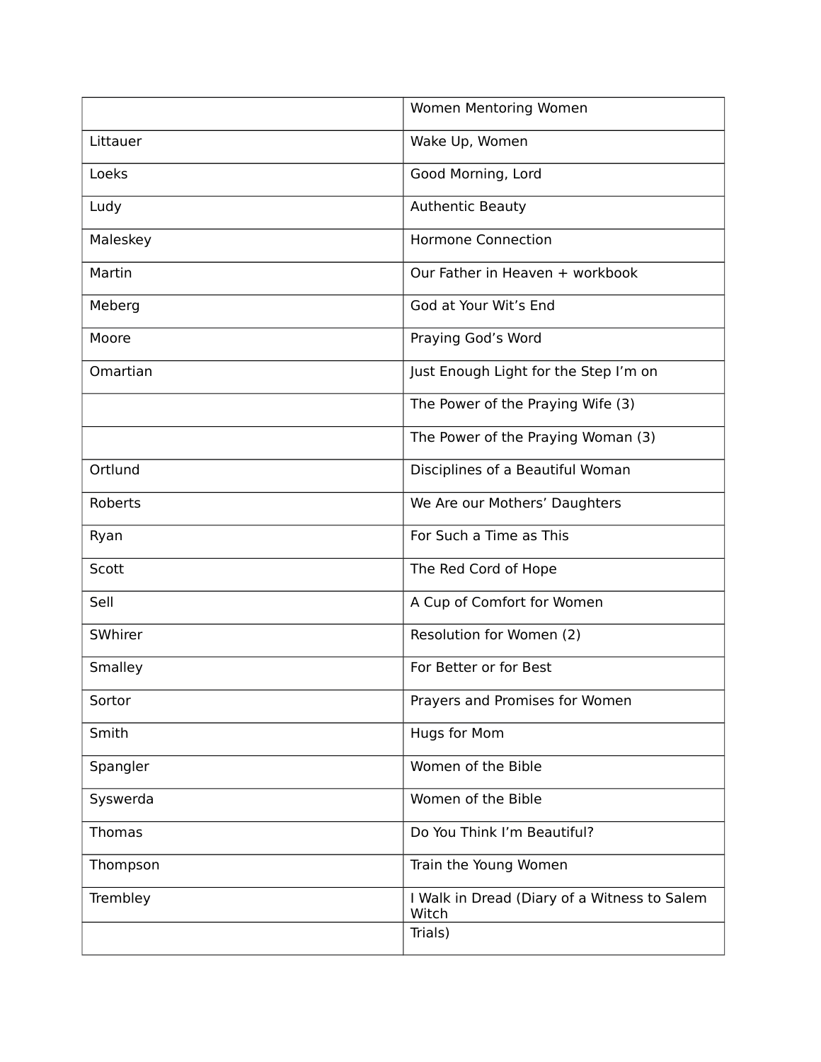| | Women Mentoring Women |
|---|---|
| Littauer | Wake Up, Women |
| Loeks | Good Morning, Lord |
| Ludy | Authentic Beauty |
| Maleskey | Hormone Connection |
| Martin | Our Father in Heaven + workbook |
| Meberg | God at Your Wit's End |
| Moore | Praying God's Word |
| Omartian | Just Enough Light for the Step I'm on |
| | The Power of the Praying Wife (3) |
| | The Power of the Praying Woman (3) |
| Ortlund | Disciplines of a Beautiful Woman |
| Roberts | We Are our Mothers' Daughters |
| Ryan | For Such a Time as This |
| Scott | The Red Cord of Hope |
| Sell | A Cup of Comfort for Women |
| SWhirer | Resolution for Women (2) |
| Smalley | For Better or for Best |
| Sortor | Prayers and Promises for Women |
| Smith | Hugs for Mom |
| Spangler | Women of the Bible |
| Syswerda | Women of the Bible |
| Thomas | Do You Think I'm Beautiful? |
| Thompson | Train the Young Women |
| Trembley | I Walk in Dread (Diary of a Witness to Salem Witch |
| | Trials) |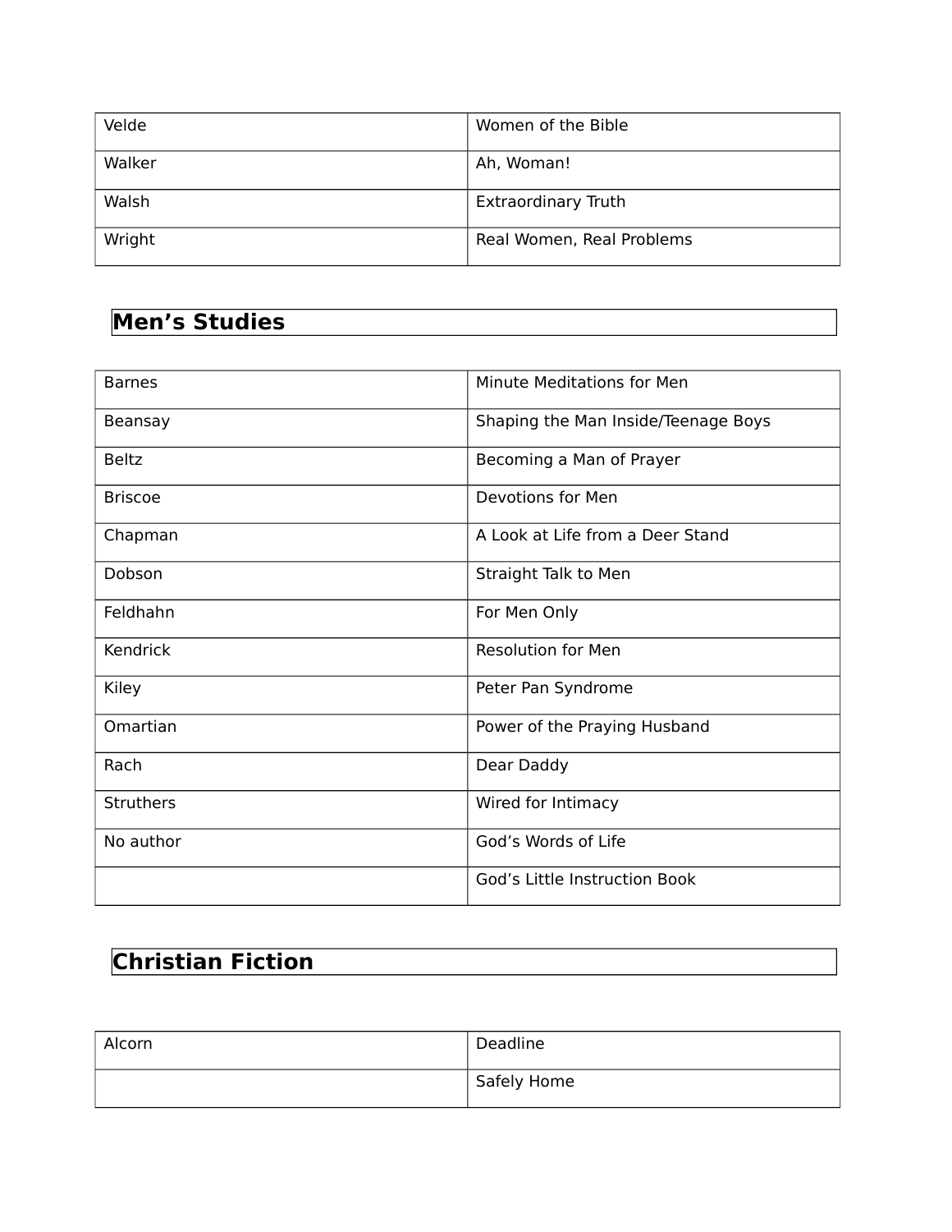| | |
|---|---|
| Velde | Women of the Bible |
| Walker | Ah, Woman! |
| Walsh | Extraordinary Truth |
| Wright | Real Women, Real Problems |

## Men's Studies

| | |
|---|---|
| Barnes | Minute Meditations for Men |
| Beansay | Shaping the Man Inside/Teenage Boys |
| Beltz | Becoming a Man of Prayer |
| Briscoe | Devotions for Men |
| Chapman | A Look at Life from a Deer Stand |
| Dobson | Straight Talk to Men |
| Feldhahn | For Men Only |
| Kendrick | Resolution for Men |
| Kiley | Peter Pan Syndrome |
| Omartian | Power of the Praying Husband |
| Rach | Dear Daddy |
| Struthers | Wired for Intimacy |
| No author | God's Words of Life |
| | God's Little Instruction Book |

## Christian Fiction

| | |
|---|---|
| Alcorn | Deadline |
| | Safely Home |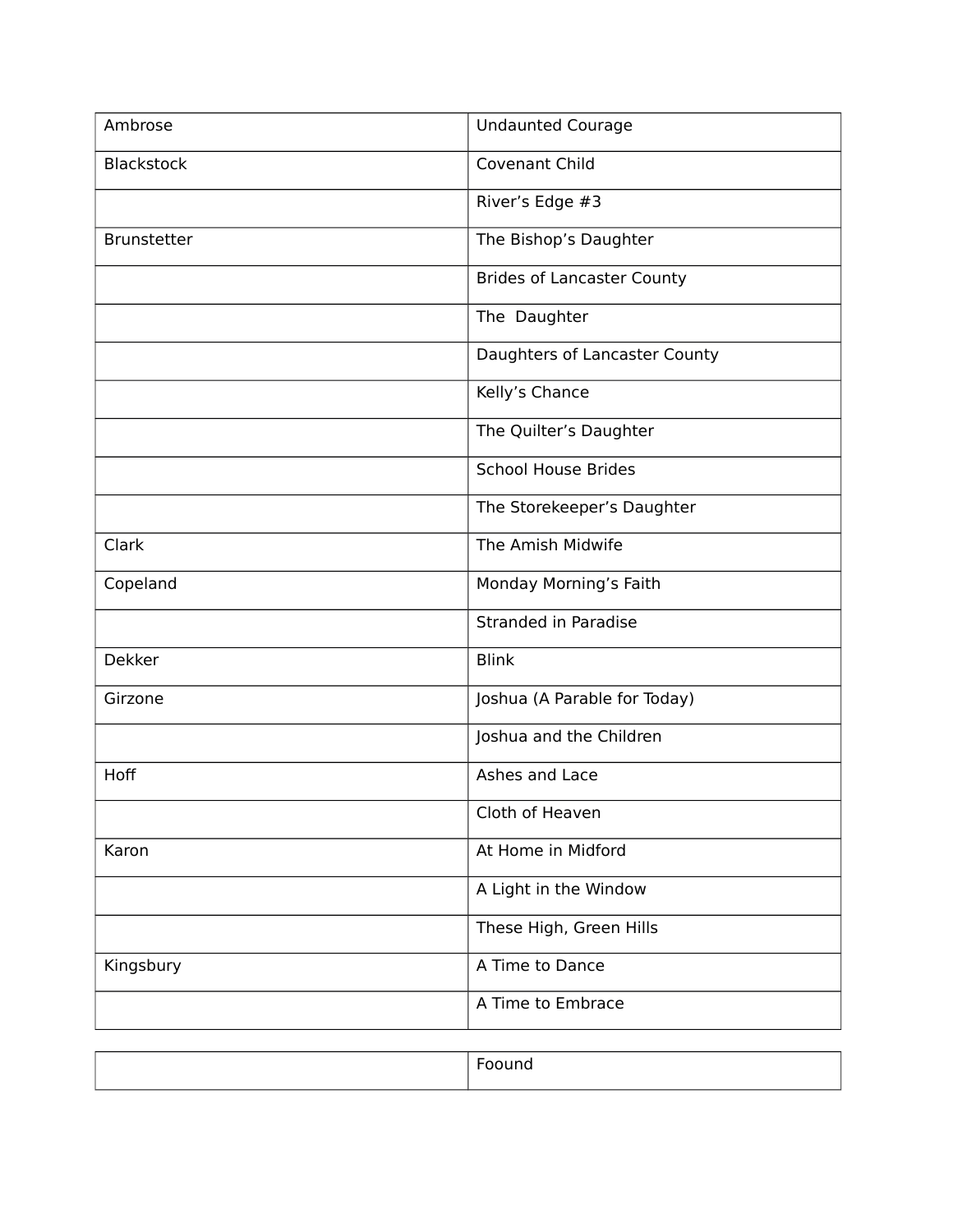| Ambrose | Undaunted Courage |
| --- | --- |
| Blackstock | Covenant Child |
| | River's Edge #3 |
| Brunstetter | The Bishop's Daughter |
| | Brides of Lancaster County |
| | The  Daughter |
| | Daughters of Lancaster County |
| | Kelly's Chance |
| | The Quilter's Daughter |
| | School House Brides |
| | The Storekeeper's Daughter |
| Clark | The Amish Midwife |
| Copeland | Monday Morning's Faith |
| | Stranded in Paradise |
| Dekker | Blink |
| Girzone | Joshua (A Parable for Today) |
| | Joshua and the Children |
| Hoff | Ashes and Lace |
| | Cloth of Heaven |
| Karon | At Home in Midford |
| | A Light in the Window |
| | These High, Green Hills |
| Kingsbury | A Time to Dance |
| | A Time to Embrace |
| | Foound |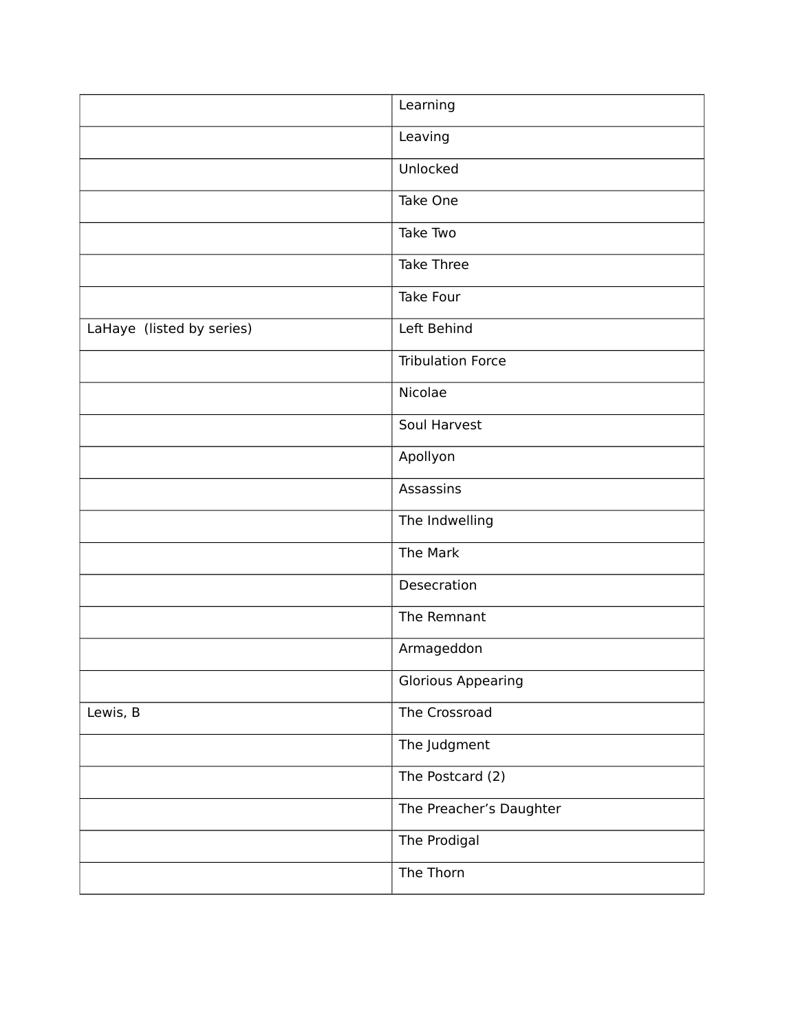| | |
|---|---|
| | Learning |
| | Leaving |
| | Unlocked |
| | Take One |
| | Take Two |
| | Take Three |
| | Take Four |
| LaHaye (listed by series) | Left Behind |
| | Tribulation Force |
| | Nicolae |
| | Soul Harvest |
| | Apollyon |
| | Assassins |
| | The Indwelling |
| | The Mark |
| | Desecration |
| | The Remnant |
| | Armageddon |
| | Glorious Appearing |
| Lewis, B | The Crossroad |
| | The Judgment |
| | The Postcard (2) |
| | The Preacher's Daughter |
| | The Prodigal |
| | The Thorn |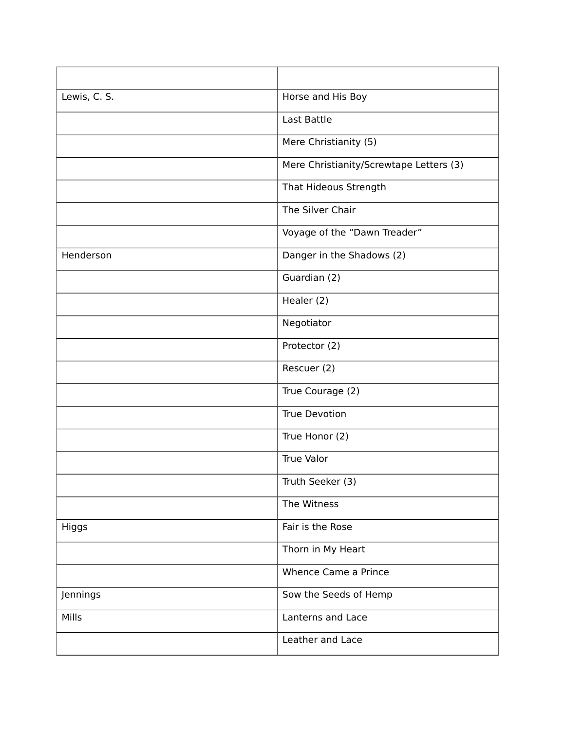| | |
|---|---|
| Lewis, C. S. | Horse and His Boy |
| | Last Battle |
| | Mere Christianity (5) |
| | Mere Christianity/Screwtape Letters (3) |
| | That Hideous Strength |
| | The Silver Chair |
| | Voyage of the “Dawn Treader” |
| Henderson | Danger in the Shadows (2) |
| | Guardian (2) |
| | Healer (2) |
| | Negotiator |
| | Protector (2) |
| | Rescuer (2) |
| | True Courage (2) |
| | True Devotion |
| | True Honor (2) |
| | True Valor |
| | Truth Seeker (3) |
| | The Witness |
| Higgs | Fair is the Rose |
| | Thorn in My Heart |
| | Whence Came a Prince |
| Jennings | Sow the Seeds of Hemp |
| Mills | Lanterns and Lace |
| | Leather and Lace |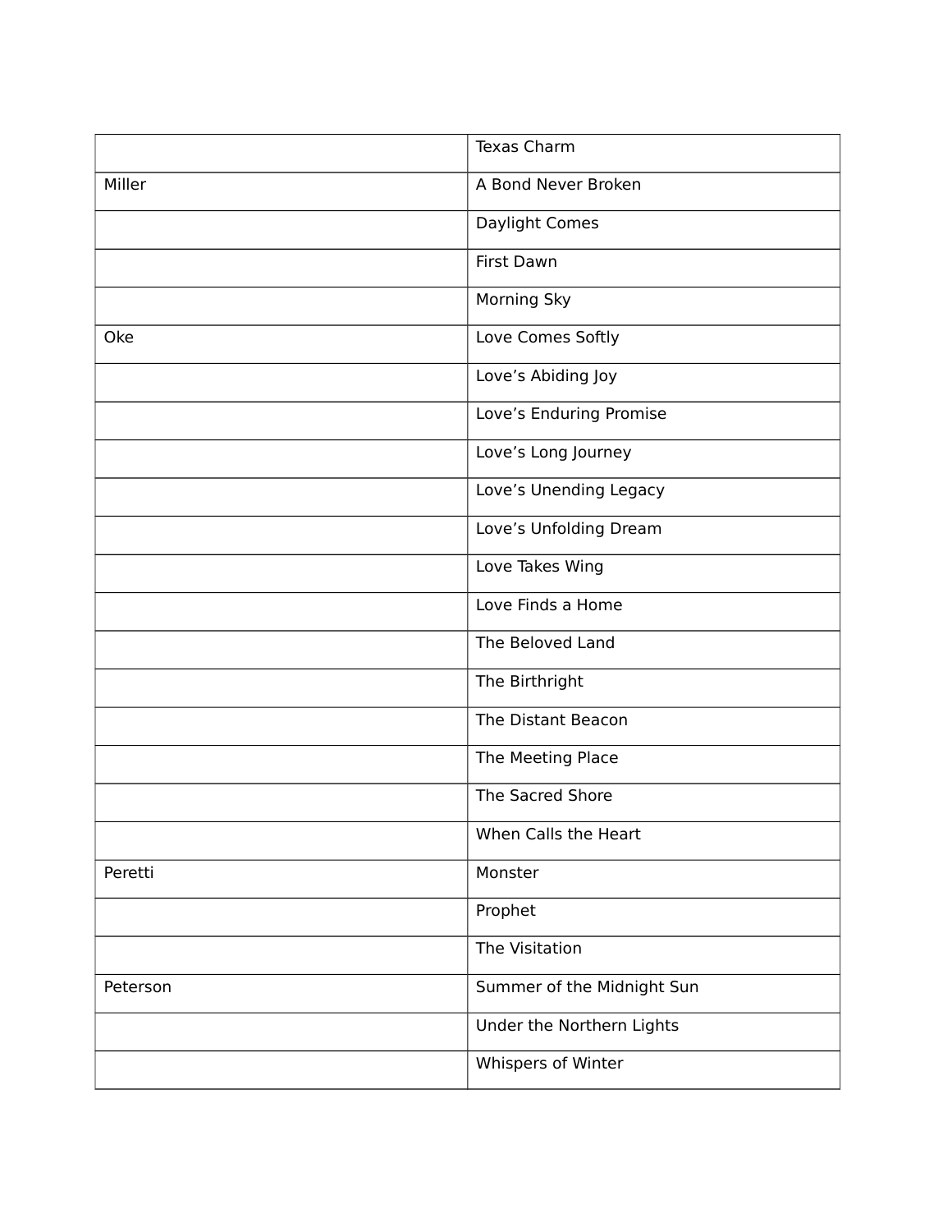| | |
|---|---|
| | Texas Charm |
| Miller | A Bond Never Broken |
| | Daylight Comes |
| | First Dawn |
| | Morning Sky |
| Oke | Love Comes Softly |
| | Love’s Abiding Joy |
| | Love’s Enduring Promise |
| | Love’s Long Journey |
| | Love’s Unending Legacy |
| | Love’s Unfolding Dream |
| | Love Takes Wing |
| | Love Finds a Home |
| | The Beloved Land |
| | The Birthright |
| | The Distant Beacon |
| | The Meeting Place |
| | The Sacred Shore |
| | When Calls the Heart |
| Peretti | Monster |
| | Prophet |
| | The Visitation |
| Peterson | Summer of the Midnight Sun |
| | Under the Northern Lights |
| | Whispers of Winter |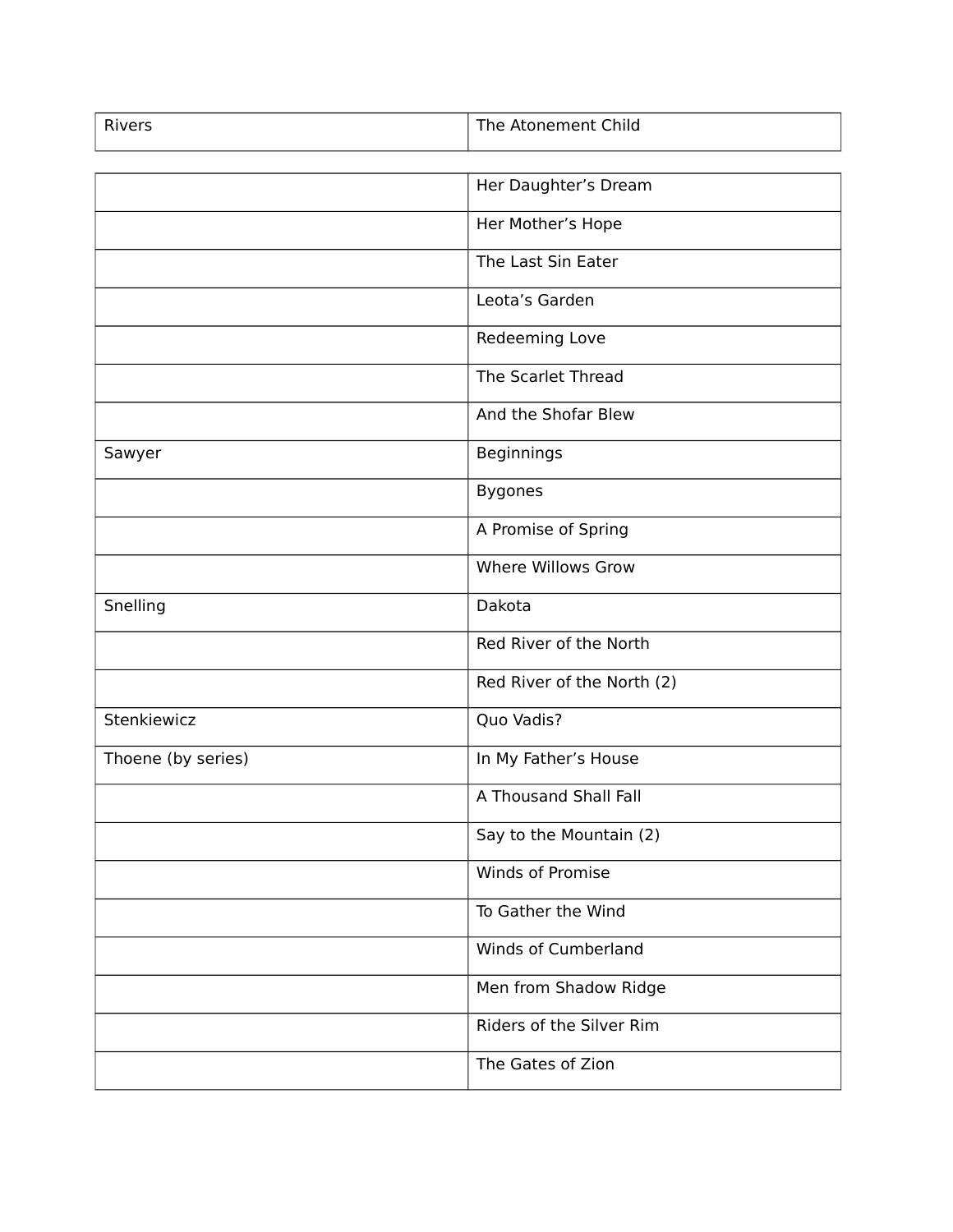| Rivers | The Atonement Child |
| --- | --- |
| | Her Daughter’s Dream |
| | Her Mother’s Hope |
| | The Last Sin Eater |
| | Leota’s Garden |
| | Redeeming Love |
| | The Scarlet Thread |
| | And the Shofar Blew |
| Sawyer | Beginnings |
| | Bygones |
| | A Promise of Spring |
| | Where Willows Grow |
| Snelling | Dakota |
| | Red River of the North |
| | Red River of the North (2) |
| Stenkiewicz | Quo Vadis? |
| Thoene (by series) | In My Father’s House |
| | A Thousand Shall Fall |
| | Say to the Mountain (2) |
| | Winds of Promise |
| | To Gather the Wind |
| | Winds of Cumberland |
| | Men from Shadow Ridge |
| | Riders of the Silver Rim |
| | The Gates of Zion |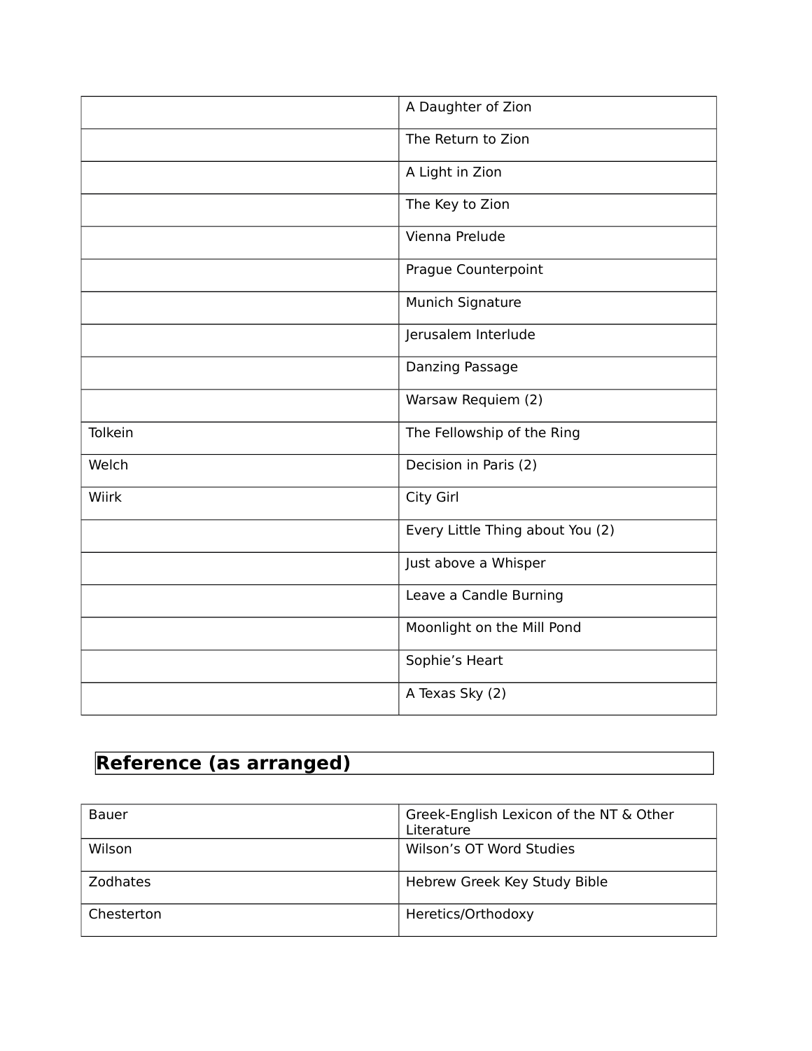| | |
|---|---|
| | A Daughter of Zion |
| | The Return to Zion |
| | A Light in Zion |
| | The Key to Zion |
| | Vienna Prelude |
| | Prague Counterpoint |
| | Munich Signature |
| | Jerusalem Interlude |
| | Danzing Passage |
| | Warsaw Requiem (2) |
| Tolkein | The Fellowship of the Ring |
| Welch | Decision in Paris (2) |
| Wiirk | City Girl |
| | Every Little Thing about You (2) |
| | Just above a Whisper |
| | Leave a Candle Burning |
| | Moonlight on the Mill Pond |
| | Sophie's Heart |
| | A Texas Sky (2) |

## Reference (as arranged)

| | |
|---|---|
| Bauer | Greek-English Lexicon of the NT & Other Literature |
| Wilson | Wilson's OT Word Studies |
| Zodhates | Hebrew Greek Key Study Bible |
| Chesterton | Heretics/Orthodoxy |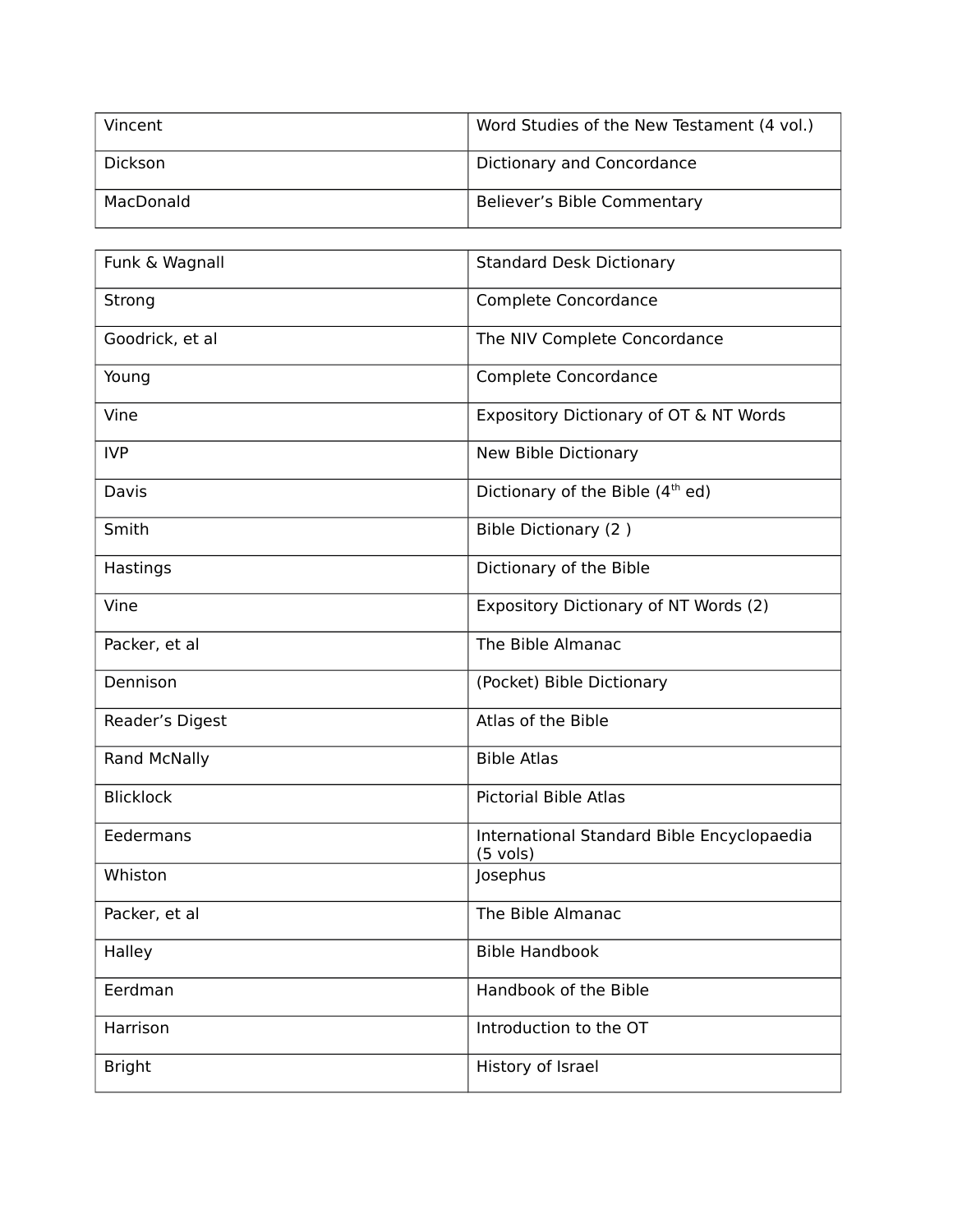| | |
|---|---|
| Vincent | Word Studies of the New Testament (4 vol.) |
| Dickson | Dictionary and Concordance |
| MacDonald | Believer’s Bible Commentary |

| | |
|---|---|
| Funk & Wagnall | Standard Desk Dictionary |
| Strong | Complete Concordance |
| Goodrick, et al | The NIV Complete Concordance |
| Young | Complete Concordance |
| Vine | Expository Dictionary of OT & NT Words |
| IVP | New Bible Dictionary |
| Davis | Dictionary of the Bible (4th ed) |
| Smith | Bible Dictionary (2 ) |
| Hastings | Dictionary of the Bible |
| Vine | Expository Dictionary of NT Words (2) |
| Packer, et al | The Bible Almanac |
| Dennison | (Pocket) Bible Dictionary |
| Reader’s Digest | Atlas of the Bible |
| Rand McNally | Bible Atlas |
| Blicklock | Pictorial Bible Atlas |
| Eedermans | International Standard Bible Encyclopaedia (5 vols) |
| Whiston | Josephus |
| Packer, et al | The Bible Almanac |
| Halley | Bible Handbook |
| Eerdman | Handbook of the Bible |
| Harrison | Introduction to the OT |
| Bright | History of Israel |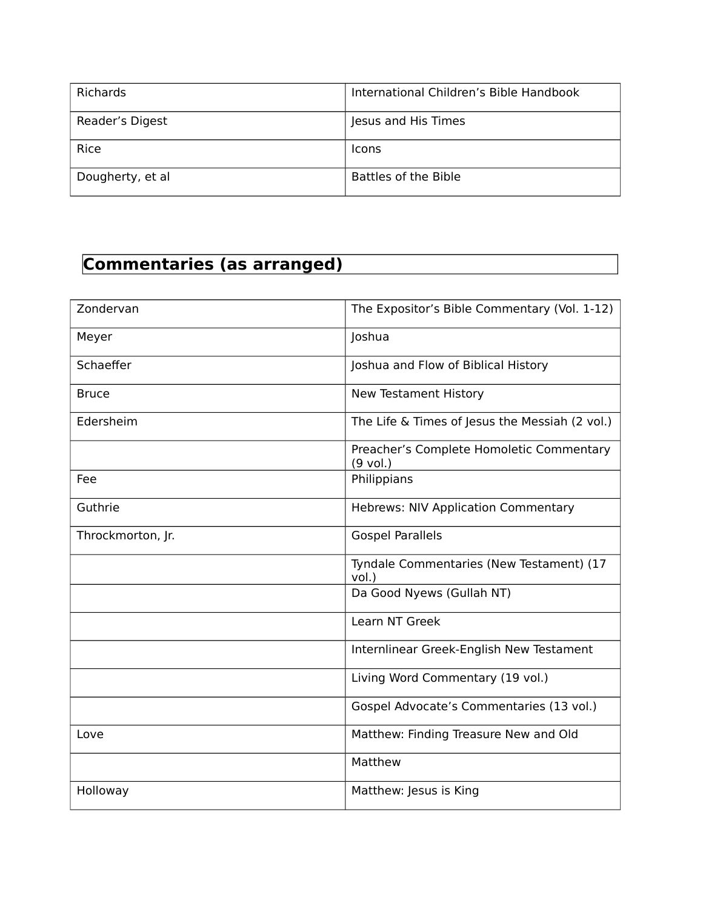| | |
|---|---|
| Richards | International Children’s Bible Handbook |
| Reader’s Digest | Jesus and His Times |
| Rice | Icons |
| Dougherty, et al | Battles of the Bible |

## Commentaries (as arranged)

| | |
|---|---|
| Zondervan | The Expositor’s Bible Commentary (Vol. 1-12) |
| Meyer | Joshua |
| Schaeffer | Joshua and Flow of Biblical History |
| Bruce | New Testament History |
| Edersheim | The Life & Times of Jesus the Messiah (2 vol.) |
| | Preacher’s Complete Homoletic Commentary (9 vol.) |
| Fee | Philippians |
| Guthrie | Hebrews: NIV Application Commentary |
| Throckmorton, Jr. | Gospel Parallels |
| | Tyndale Commentaries (New Testament) (17 vol.) |
| | Da Good Nyews (Gullah NT) |
| | Learn NT Greek |
| | Internlinear Greek-English New Testament |
| | Living Word Commentary (19 vol.) |
| | Gospel Advocate’s Commentaries (13 vol.) |
| Love | Matthew: Finding Treasure New and Old |
| | Matthew |
| Holloway | Matthew: Jesus is King |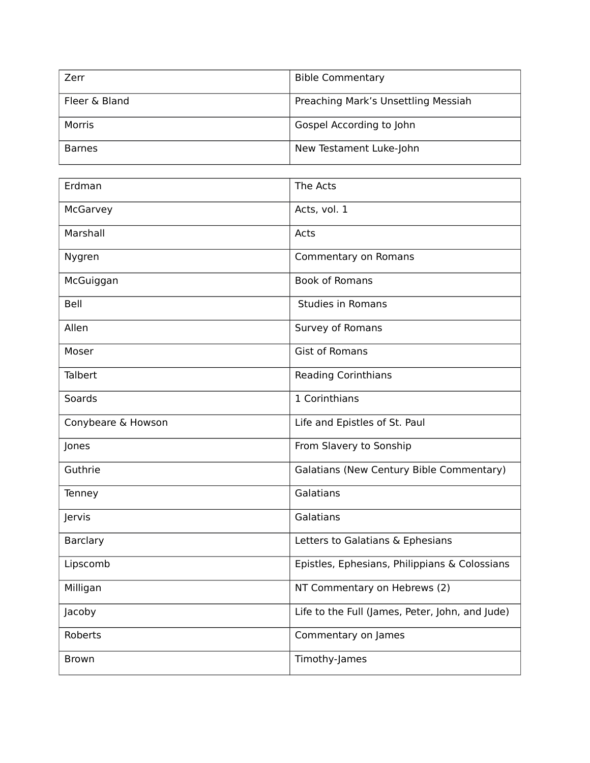| Zerr | Bible Commentary |
|---|---|
| Fleer & Bland | Preaching Mark’s Unsettling Messiah |
| Morris | Gospel According to John |
| Barnes | New Testament Luke-John |

| Erdman | The Acts |
|---|---|
| McGarvey | Acts, vol. 1 |
| Marshall | Acts |
| Nygren | Commentary on Romans |
| McGuiggan | Book of Romans |
| Bell | Studies in Romans |
| Allen | Survey of Romans |
| Moser | Gist of Romans |
| Talbert | Reading Corinthians |
| Soards | 1 Corinthians |
| Conybeare & Howson | Life and Epistles of St. Paul |
| Jones | From Slavery to Sonship |
| Guthrie | Galatians (New Century Bible Commentary) |
| Tenney | Galatians |
| Jervis | Galatians |
| Barclary | Letters to Galatians & Ephesians |
| Lipscomb | Epistles, Ephesians, Philippians & Colossians |
| Milligan | NT Commentary on Hebrews (2) |
| Jacoby | Life to the Full (James, Peter, John, and Jude) |
| Roberts | Commentary on James |
| Brown | Timothy-James |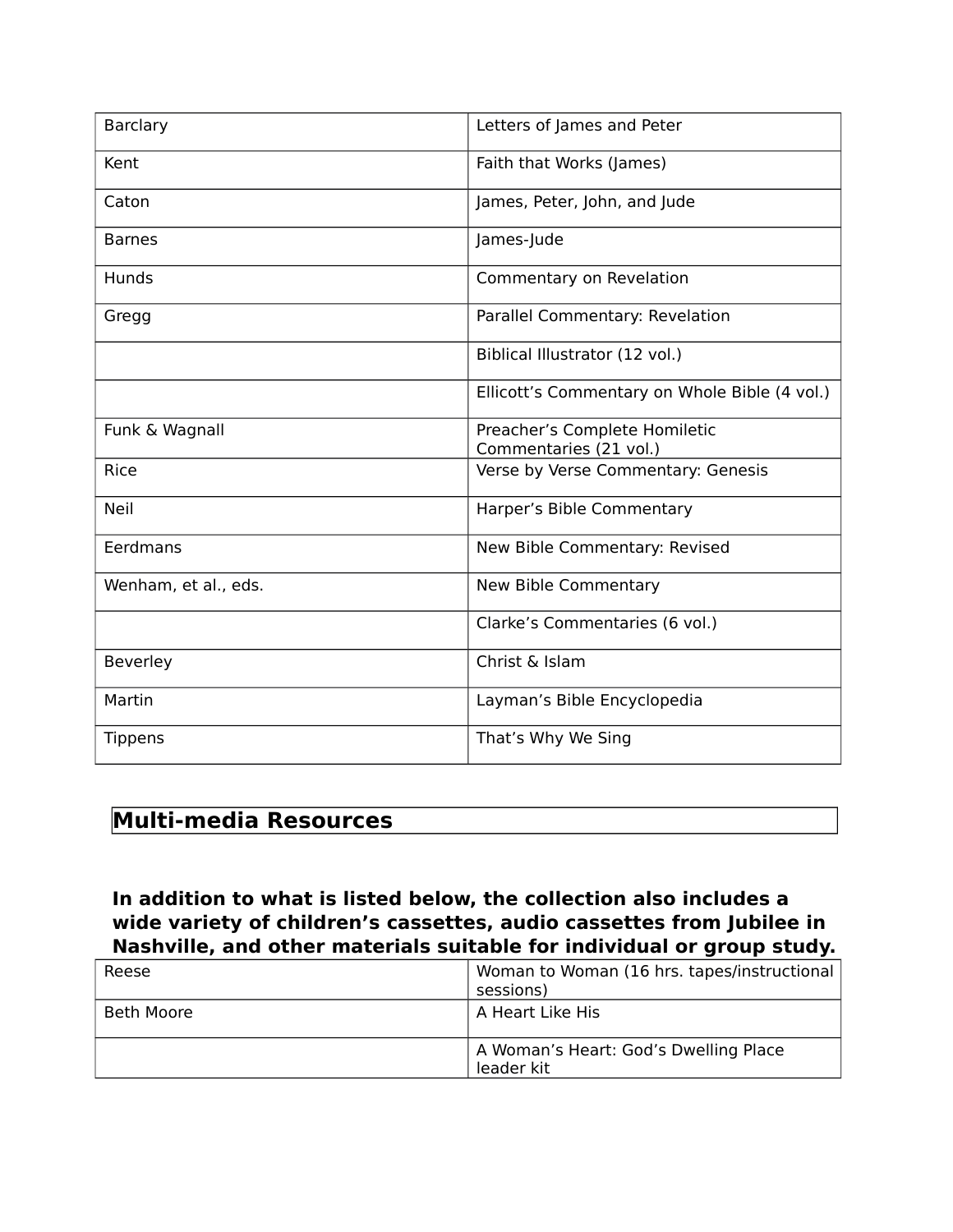| Barclary | Letters of James and Peter |
|---|---|
| Kent | Faith that Works (James) |
| Caton | James, Peter, John, and Jude |
| Barnes | James-Jude |
| Hunds | Commentary on Revelation |
| Gregg | Parallel Commentary: Revelation |
| | Biblical Illustrator (12 vol.) |
| | Ellicott's Commentary on Whole Bible (4 vol.) |
| Funk & Wagnall | Preacher's Complete Homiletic Commentaries (21 vol.) |
| Rice | Verse by Verse Commentary: Genesis |
| Neil | Harper's Bible Commentary |
| Eerdmans | New Bible Commentary: Revised |
| Wenham, et al., eds. | New Bible Commentary |
| | Clarke's Commentaries (6 vol.) |
| Beverley | Christ & Islam |
| Martin | Layman's Bible Encyclopedia |
| Tippens | That's Why We Sing |

## Multi-media Resources

**In addition to what is listed below, the collection also includes a wide variety of children's cassettes, audio cassettes from Jubilee in Nashville, and other materials suitable for individual or group study.**

| Reese | Woman to Woman (16 hrs. tapes/instructional sessions) |
|---|---|
| Beth Moore | A Heart Like His |
| | A Woman's Heart: God's Dwelling Place leader kit |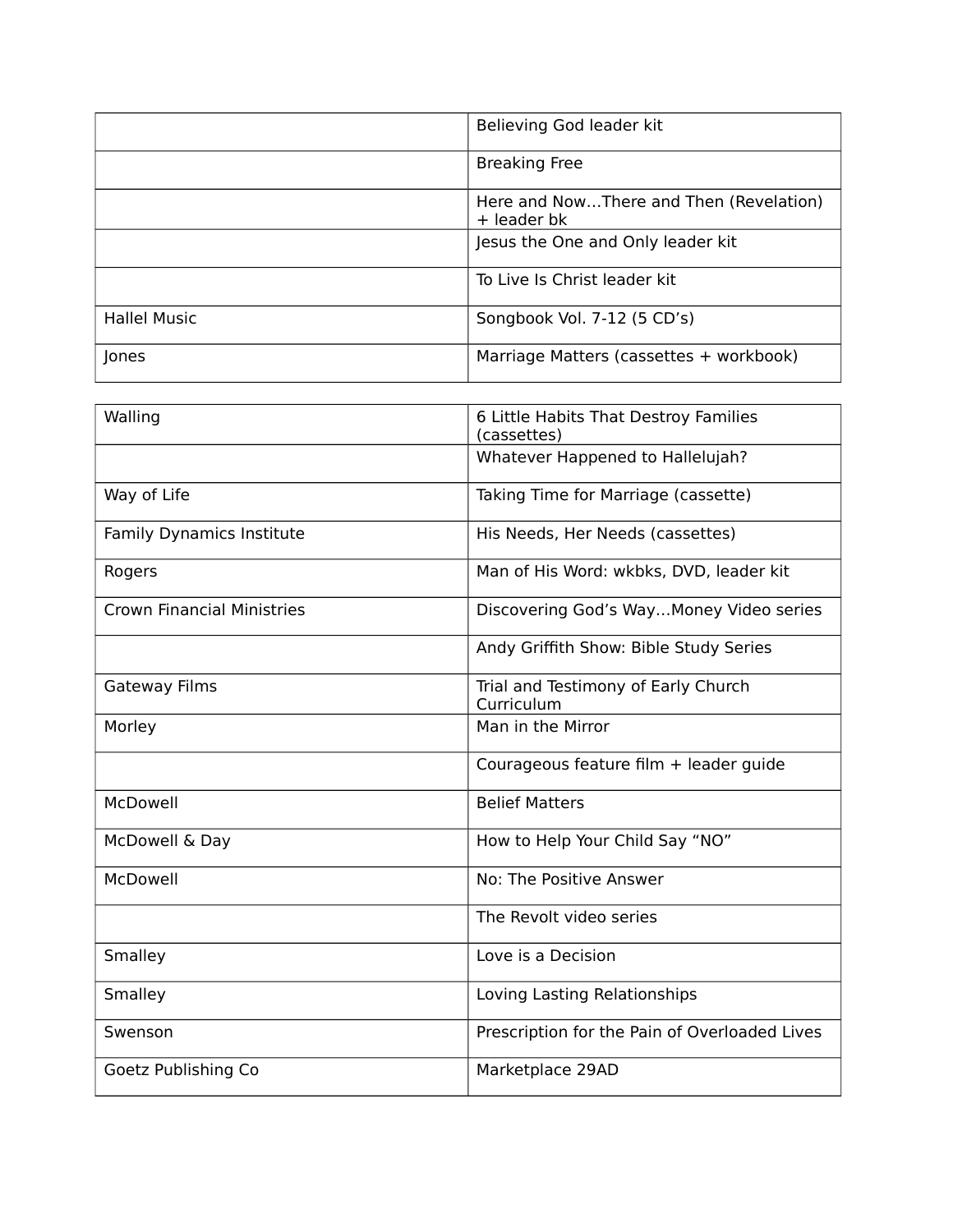| | |
|---|---|
| | Believing God leader kit |
| | Breaking Free |
| | Here and Now…There and Then (Revelation) + leader bk |
| | Jesus the One and Only leader kit |
| | To Live Is Christ leader kit |
| Hallel Music | Songbook Vol. 7-12 (5 CD's) |
| Jones | Marriage Matters (cassettes + workbook) |

| | |
|---|---|
| Walling | 6 Little Habits That Destroy Families (cassettes) |
| | Whatever Happened to Hallelujah? |
| Way of Life | Taking Time for Marriage (cassette) |
| Family Dynamics Institute | His Needs, Her Needs (cassettes) |
| Rogers | Man of His Word: wkbks, DVD, leader kit |
| Crown Financial Ministries | Discovering God's Way…Money Video series |
| | Andy Griffith Show: Bible Study Series |
| Gateway Films | Trial and Testimony of Early Church Curriculum |
| Morley | Man in the Mirror |
| | Courageous feature film + leader guide |
| McDowell | Belief Matters |
| McDowell & Day | How to Help Your Child Say "NO" |
| McDowell | No: The Positive Answer |
| | The Revolt video series |
| Smalley | Love is a Decision |
| Smalley | Loving Lasting Relationships |
| Swenson | Prescription for the Pain of Overloaded Lives |
| Goetz Publishing Co | Marketplace 29AD |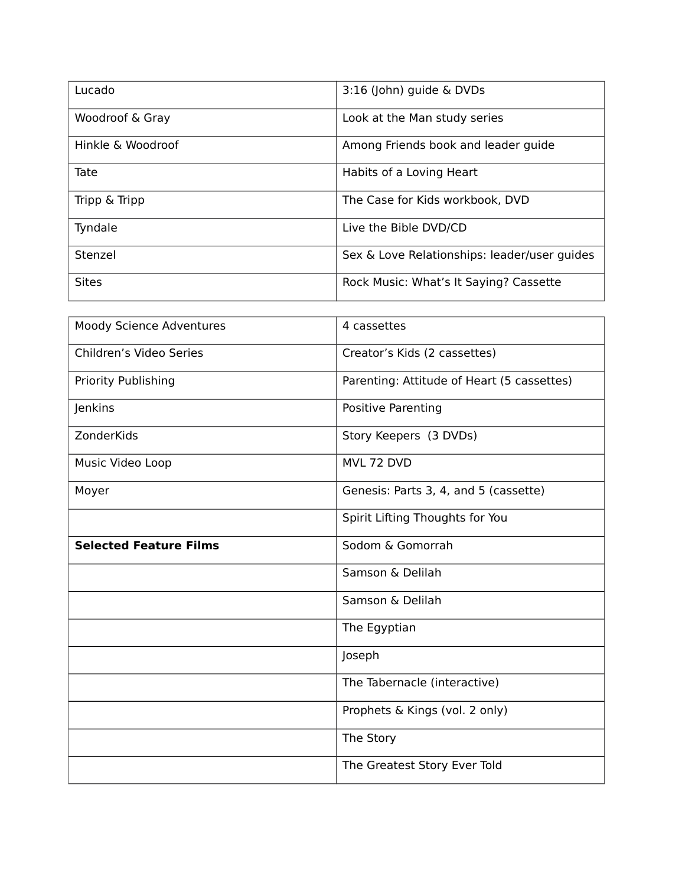| Lucado | 3:16 (John) guide & DVDs |
|---|---|
| Woodroof & Gray | Look at the Man study series |
| Hinkle & Woodroof | Among Friends book and leader guide |
| Tate | Habits of a Loving Heart |
| Tripp & Tripp | The Case for Kids workbook, DVD |
| Tyndale | Live the Bible DVD/CD |
| Stenzel | Sex & Love Relationships: leader/user guides |
| Sites | Rock Music: What's It Saying? Cassette |

| Moody Science Adventures | 4 cassettes |
|---|---|
| Children's Video Series | Creator's Kids (2 cassettes) |
| Priority Publishing | Parenting: Attitude of Heart (5 cassettes) |
| Jenkins | Positive Parenting |
| ZonderKids | Story Keepers (3 DVDs) |
| Music Video Loop | MVL 72 DVD |
| Moyer | Genesis: Parts 3, 4, and 5 (cassette) |
| | Spirit Lifting Thoughts for You |
| **Selected Feature Films** | Sodom & Gomorrah |
| | Samson & Delilah |
| | Samson & Delilah |
| | The Egyptian |
| | Joseph |
| | The Tabernacle (interactive) |
| | Prophets & Kings (vol. 2 only) |
| | The Story |
| | The Greatest Story Ever Told |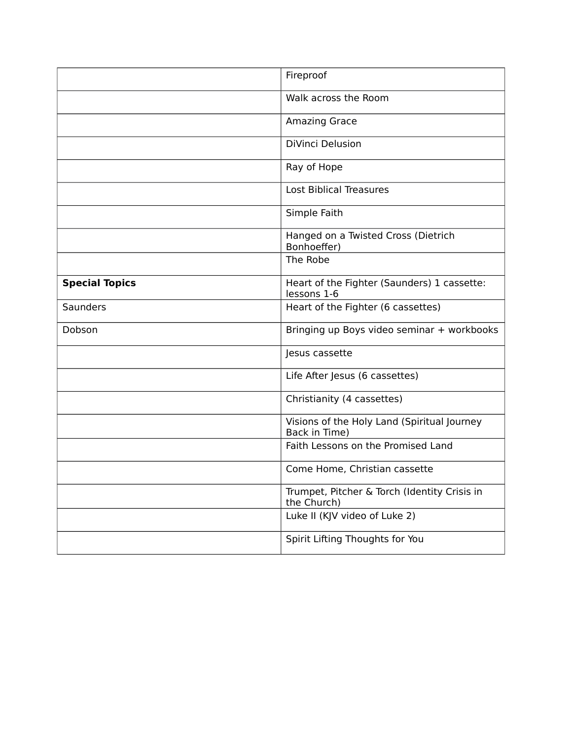| | |
|---|---|
| | Fireproof |
| | Walk across the Room |
| | Amazing Grace |
| | DiVinci Delusion |
| | Ray of Hope |
| | Lost Biblical Treasures |
| | Simple Faith |
| | Hanged on a Twisted Cross (Dietrich Bonhoeffer) |
| | The Robe |
| **Special Topics** | Heart of the Fighter (Saunders) 1 cassette: lessons 1-6 |
| Saunders | Heart of the Fighter (6 cassettes) |
| Dobson | Bringing up Boys video seminar + workbooks |
| | Jesus cassette |
| | Life After Jesus (6 cassettes) |
| | Christianity (4 cassettes) |
| | Visions of the Holy Land (Spiritual Journey Back in Time) |
| | Faith Lessons on the Promised Land |
| | Come Home, Christian cassette |
| | Trumpet, Pitcher & Torch (Identity Crisis in the Church) |
| | Luke II (KJV video of Luke 2) |
| | Spirit Lifting Thoughts for You |